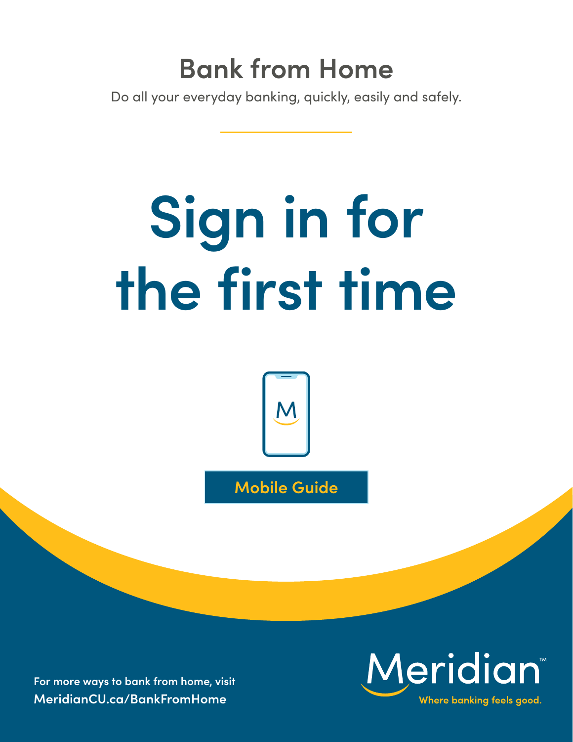## Bank from Home

Do all your everyday banking, quickly, easily and safely.

# Sign in for the first time

**Mobile Guide**

**For more ways to bank from home, visit MeridianCU.ca/BankFromHome**

Meridian™

Where banking feels good.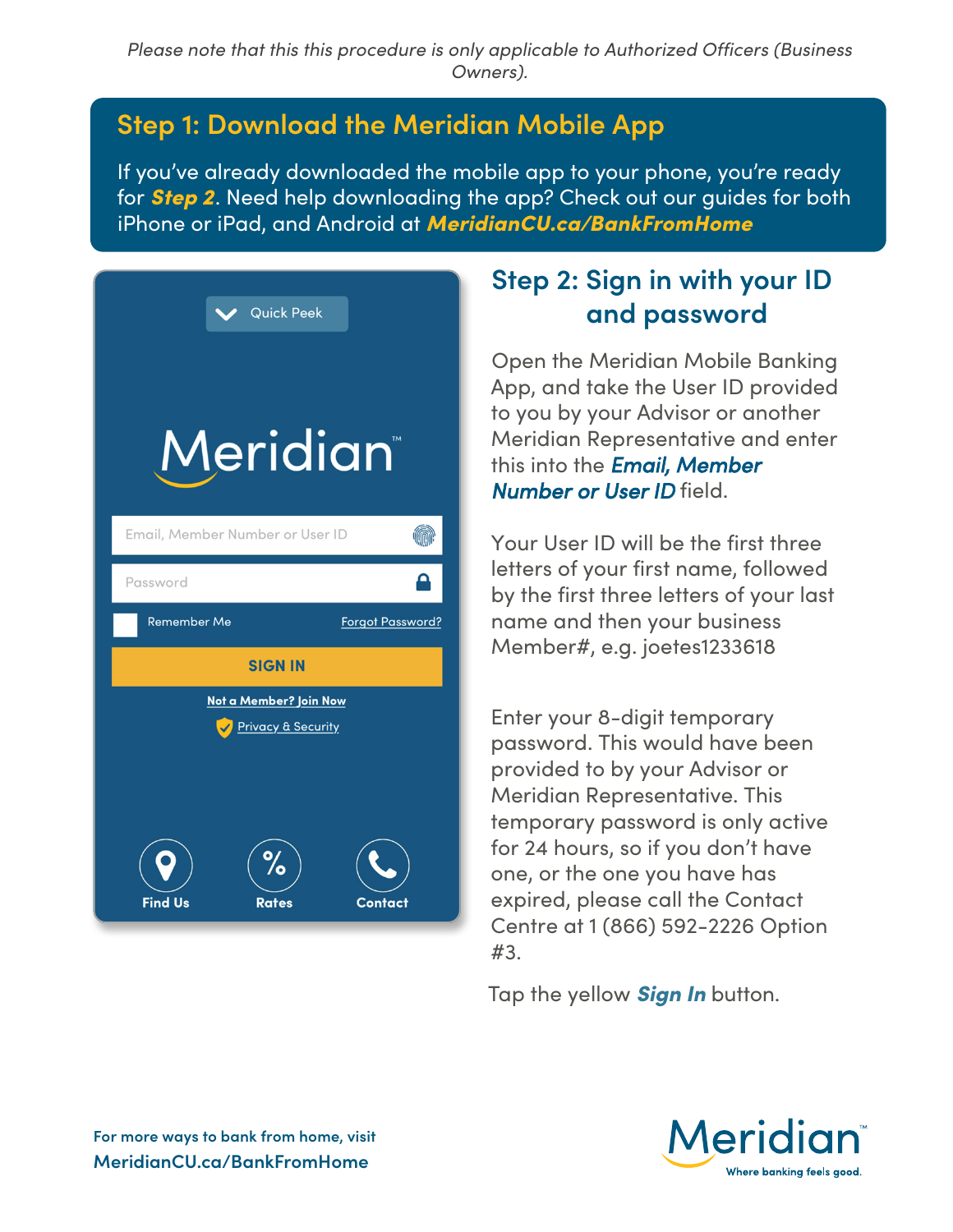*Please note that this this procedure is only applicable to Authorized Officers (Business Owners).*

## Step 1: Download the Meridian Mobile App

If you've already downloaded the mobile app to your phone, you're ready for ***Step 2***. Need help downloading the app? Check out our guides for both iPhone or iPad, and Android at ***MeridianCU.ca/BankFromHome***

## Step 2: Sign in with your ID and password

Open the Meridian Mobile Banking App, and take the User ID provided to you by your Advisor or another Meridian Representative and enter this into the ***Email, Member Number or User ID*** field.

Your User ID will be the first three letters of your first name, followed by the first three letters of your last name and then your business Member#, e.g. joetes1233618

Enter your 8-digit temporary password. This would have been provided to by your Advisor or Meridian Representative. This temporary password is only active for 24 hours, so if you don't have one, or the one you have has expired, please call the Contact Centre at 1 (866) 592-2226 Option #3.

Tap the yellow ***Sign In*** button.

For more ways to bank from home, visit **MeridianCU.ca/BankFromHome**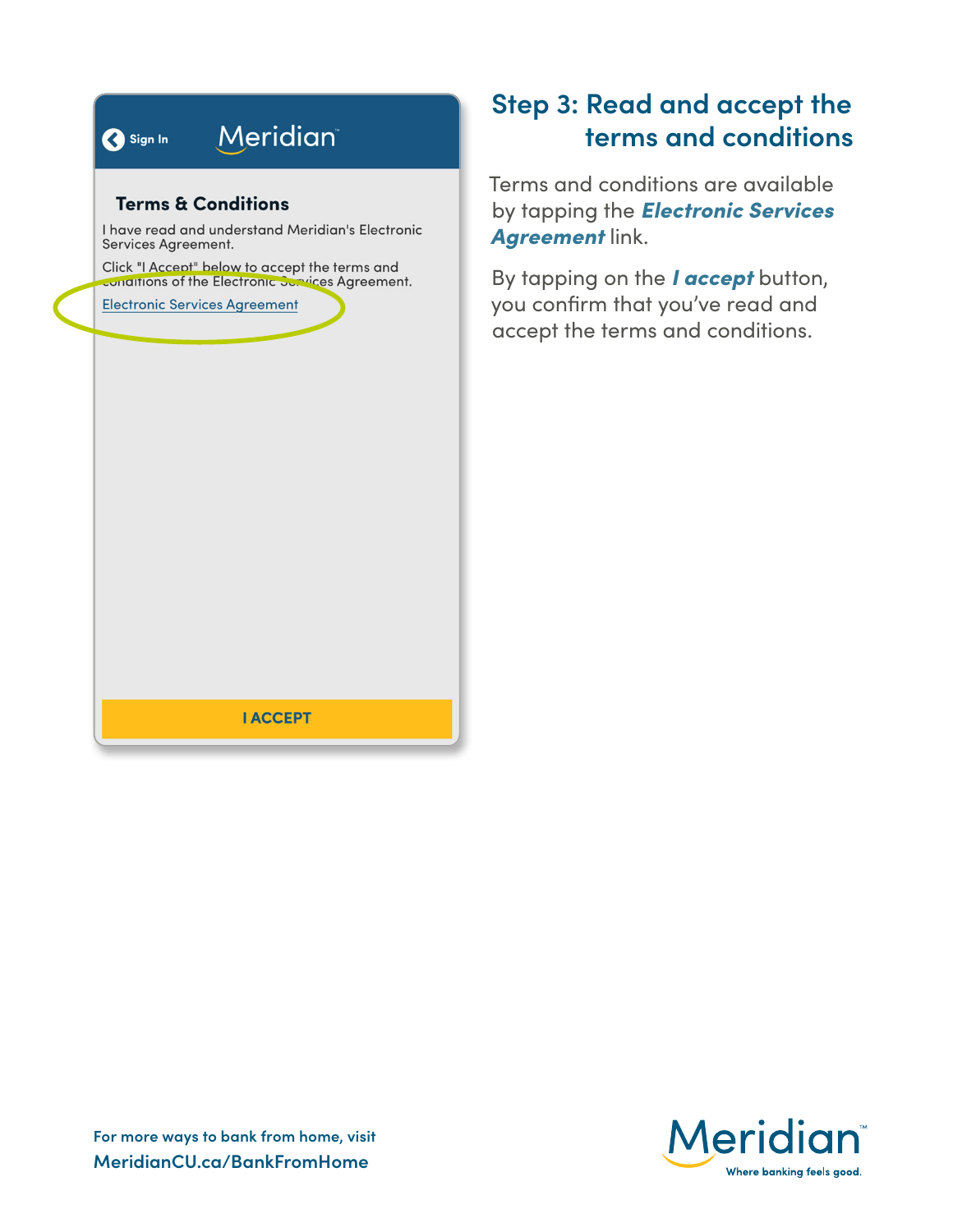Sign In

Meridian

**Terms & Conditions**

I have read and understand Meridian's Electronic Services Agreement.

Click "I Accept" below to accept the terms and conditions of the Electronic Services Agreement.

Electronic Services Agreement

I ACCEPT

## Step 3: Read and accept the terms and conditions

Terms and conditions are available by tapping the ***Electronic Services Agreement*** link.

By tapping on the ***I accept*** button, you confirm that you've read and accept the terms and conditions.

For more ways to bank from home, visit
**MeridianCU.ca/BankFromHome**

Meridian™
Where banking feels good.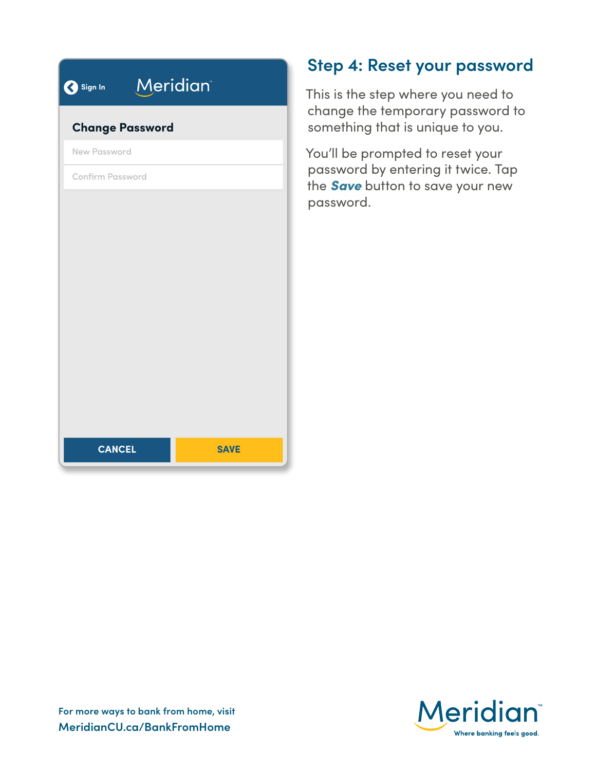## Step 4: Reset your password

This is the step where you need to change the temporary password to something that is unique to you.

You'll be prompted to reset your password by entering it twice. Tap the ***Save*** button to save your new password.

Sign In

Meridian

**Change Password**

New Password

Confirm Password

CANCEL

SAVE

For more ways to bank from home, visit
**MeridianCU.ca/BankFromHome**

Meridian™
Where banking feels good.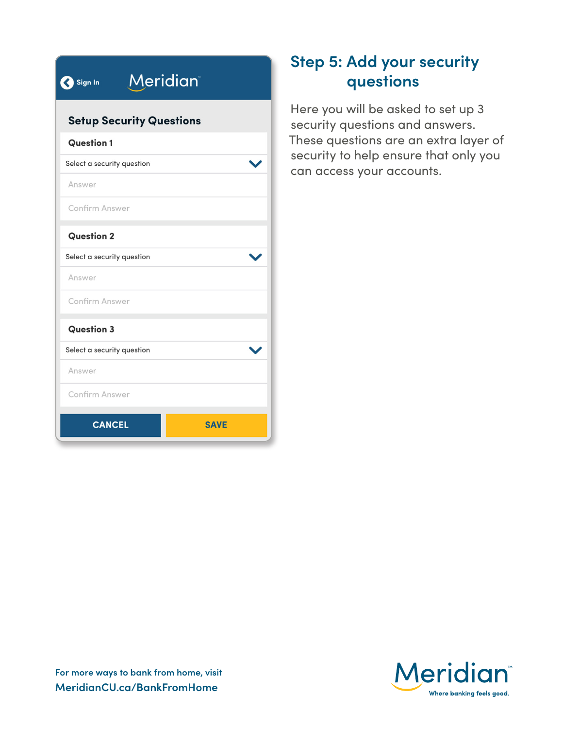## Step 5: Add your security questions

Here you will be asked to set up 3 security questions and answers. These questions are an extra layer of security to help ensure that only you can access your accounts.

Sign In

Meridian

**Setup Security Questions**

**Question 1**

Select a security question

Answer

Confirm Answer

**Question 2**

Select a security question

Answer

Confirm Answer

**Question 3**

Select a security question

Answer

Confirm Answer

CANCEL

SAVE

For more ways to bank from home, visit
MeridianCU.ca/BankFromHome

Meridian™
Where banking feels good.